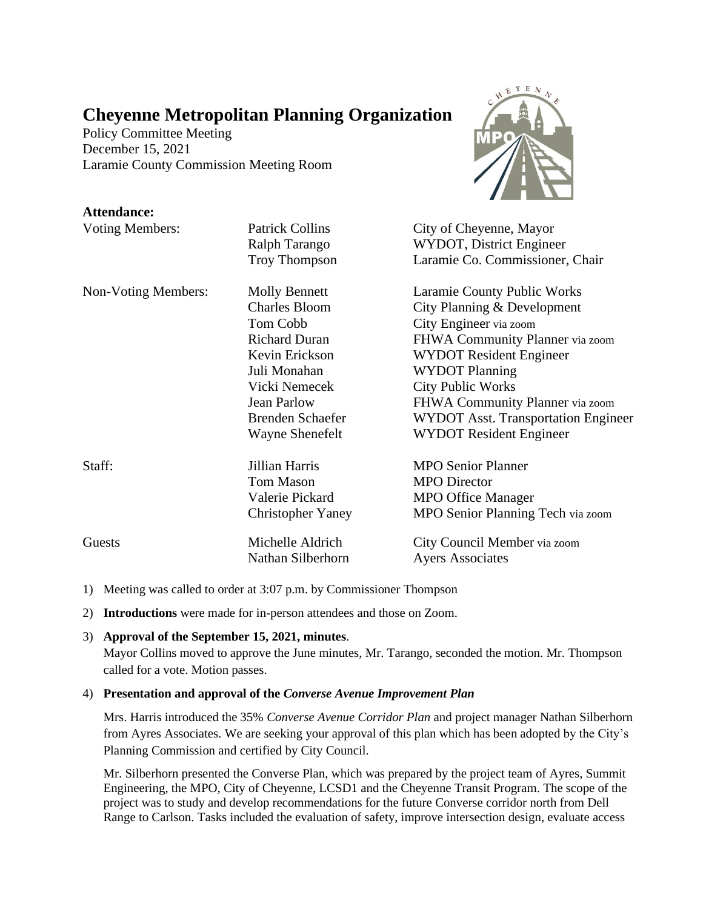# Cheyenne Metropolitan Planning Organization

Policy Committee Meeting
December 15, 2021
Laramie County Commission Meeting Room

**Attendance:**

| | | |
|---|---|---|
| Voting Members: | Patrick Collins | City of Cheyenne, Mayor |
| | Ralph Tarango | WYDOT, District Engineer |
| | Troy Thompson | Laramie Co. Commissioner, Chair |
| Non-Voting Members: | Molly Bennett | Laramie County Public Works |
| | Charles Bloom | City Planning & Development |
| | Tom Cobb | City Engineer via zoom |
| | Richard Duran | FHWA Community Planner via zoom |
| | Kevin Erickson | WYDOT Resident Engineer |
| | Juli Monahan | WYDOT Planning |
| | Vicki Nemecek | City Public Works |
| | Jean Parlow | FHWA Community Planner via zoom |
| | Brenden Schaefer | WYDOT Asst. Transportation Engineer |
| | Wayne Shenefelt | WYDOT Resident Engineer |
| Staff: | Jillian Harris | MPO Senior Planner |
| | Tom Mason | MPO Director |
| | Valerie Pickard | MPO Office Manager |
| | Christopher Yaney | MPO Senior Planning Tech via zoom |
| Guests | Michelle Aldrich | City Council Member via zoom |
| | Nathan Silberhorn | Ayers Associates |

1) Meeting was called to order at 3:07 p.m. by Commissioner Thompson

2) **Introductions** were made for in-person attendees and those on Zoom.

3) **Approval of the September 15, 2021, minutes**.
   Mayor Collins moved to approve the June minutes, Mr. Tarango, seconded the motion. Mr. Thompson called for a vote. Motion passes.

4) **Presentation and approval of the *Converse Avenue Improvement Plan***

   Mrs. Harris introduced the 35% *Converse Avenue Corridor Plan* and project manager Nathan Silberhorn from Ayres Associates. We are seeking your approval of this plan which has been adopted by the City's Planning Commission and certified by City Council.

   Mr. Silberhorn presented the Converse Plan, which was prepared by the project team of Ayres, Summit Engineering, the MPO, City of Cheyenne, LCSD1 and the Cheyenne Transit Program. The scope of the project was to study and develop recommendations for the future Converse corridor north from Dell Range to Carlson. Tasks included the evaluation of safety, improve intersection design, evaluate access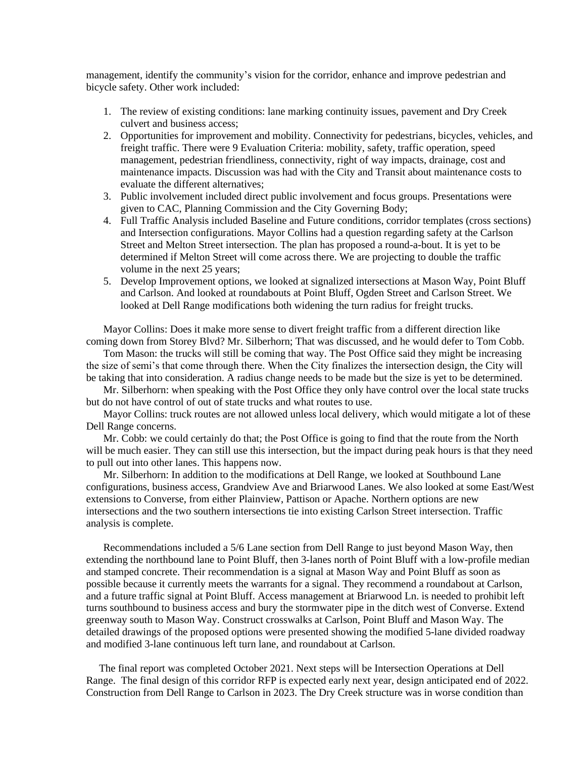management, identify the community's vision for the corridor, enhance and improve pedestrian and bicycle safety. Other work included:

1. The review of existing conditions: lane marking continuity issues, pavement and Dry Creek culvert and business access;
2. Opportunities for improvement and mobility. Connectivity for pedestrians, bicycles, vehicles, and freight traffic. There were 9 Evaluation Criteria: mobility, safety, traffic operation, speed management, pedestrian friendliness, connectivity, right of way impacts, drainage, cost and maintenance impacts. Discussion was had with the City and Transit about maintenance costs to evaluate the different alternatives;
3. Public involvement included direct public involvement and focus groups. Presentations were given to CAC, Planning Commission and the City Governing Body;
4. Full Traffic Analysis included Baseline and Future conditions, corridor templates (cross sections) and Intersection configurations. Mayor Collins had a question regarding safety at the Carlson Street and Melton Street intersection. The plan has proposed a round-a-bout. It is yet to be determined if Melton Street will come across there. We are projecting to double the traffic volume in the next 25 years;
5. Develop Improvement options, we looked at signalized intersections at Mason Way, Point Bluff and Carlson. And looked at roundabouts at Point Bluff, Ogden Street and Carlson Street. We looked at Dell Range modifications both widening the turn radius for freight trucks.

Mayor Collins: Does it make more sense to divert freight traffic from a different direction like coming down from Storey Blvd? Mr. Silberhorn; That was discussed, and he would defer to Tom Cobb.

Tom Mason: the trucks will still be coming that way. The Post Office said they might be increasing the size of semi's that come through there. When the City finalizes the intersection design, the City will be taking that into consideration. A radius change needs to be made but the size is yet to be determined.

Mr. Silberhorn: when speaking with the Post Office they only have control over the local state trucks but do not have control of out of state trucks and what routes to use.

Mayor Collins: truck routes are not allowed unless local delivery, which would mitigate a lot of these Dell Range concerns.

Mr. Cobb: we could certainly do that; the Post Office is going to find that the route from the North will be much easier. They can still use this intersection, but the impact during peak hours is that they need to pull out into other lanes. This happens now.

Mr. Silberhorn: In addition to the modifications at Dell Range, we looked at Southbound Lane configurations, business access, Grandview Ave and Briarwood Lanes. We also looked at some East/West extensions to Converse, from either Plainview, Pattison or Apache. Northern options are new intersections and the two southern intersections tie into existing Carlson Street intersection. Traffic analysis is complete.

Recommendations included a 5/6 Lane section from Dell Range to just beyond Mason Way, then extending the northbound lane to Point Bluff, then 3-lanes north of Point Bluff with a low-profile median and stamped concrete. Their recommendation is a signal at Mason Way and Point Bluff as soon as possible because it currently meets the warrants for a signal. They recommend a roundabout at Carlson, and a future traffic signal at Point Bluff. Access management at Briarwood Ln. is needed to prohibit left turns southbound to business access and bury the stormwater pipe in the ditch west of Converse. Extend greenway south to Mason Way. Construct crosswalks at Carlson, Point Bluff and Mason Way. The detailed drawings of the proposed options were presented showing the modified 5-lane divided roadway and modified 3-lane continuous left turn lane, and roundabout at Carlson.

The final report was completed October 2021. Next steps will be Intersection Operations at Dell Range. The final design of this corridor RFP is expected early next year, design anticipated end of 2022. Construction from Dell Range to Carlson in 2023. The Dry Creek structure was in worse condition than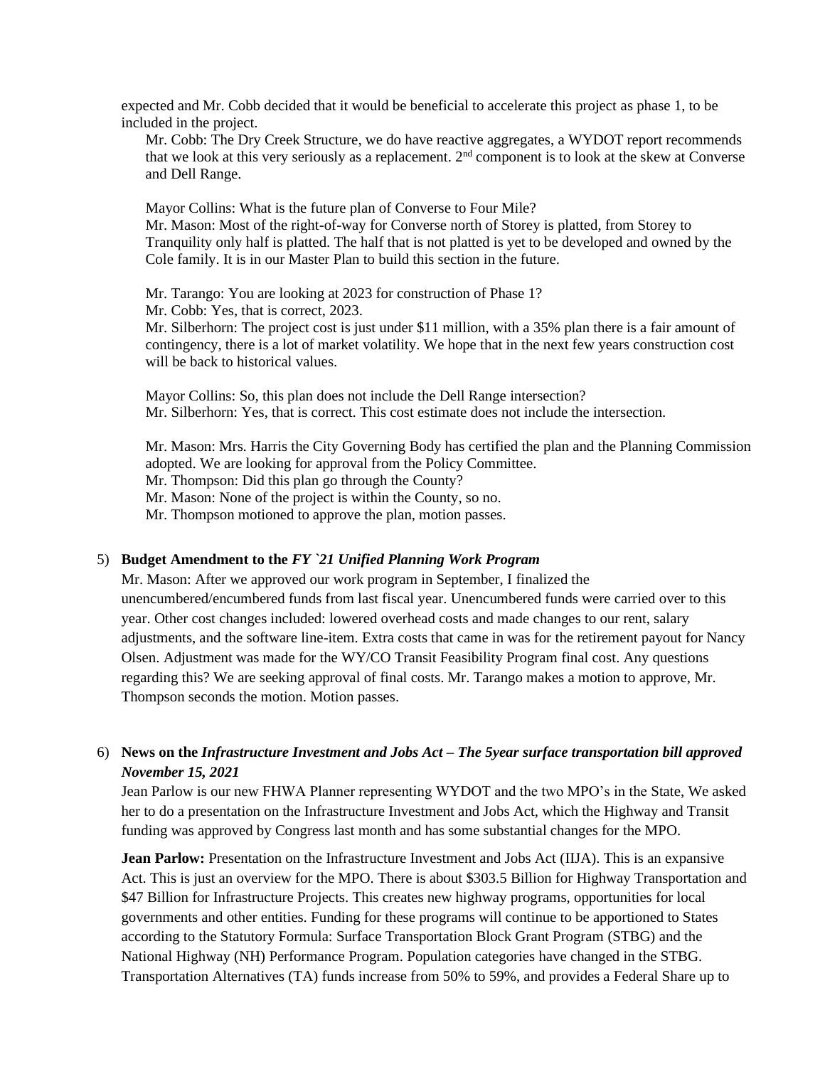expected and Mr. Cobb decided that it would be beneficial to accelerate this project as phase 1, to be included in the project.

Mr. Cobb: The Dry Creek Structure, we do have reactive aggregates, a WYDOT report recommends that we look at this very seriously as a replacement. 2nd component is to look at the skew at Converse and Dell Range.

Mayor Collins: What is the future plan of Converse to Four Mile?
Mr. Mason: Most of the right-of-way for Converse north of Storey is platted, from Storey to Tranquility only half is platted. The half that is not platted is yet to be developed and owned by the Cole family. It is in our Master Plan to build this section in the future.

Mr. Tarango: You are looking at 2023 for construction of Phase 1?
Mr. Cobb: Yes, that is correct, 2023.
Mr. Silberhorn: The project cost is just under $11 million, with a 35% plan there is a fair amount of contingency, there is a lot of market volatility. We hope that in the next few years construction cost will be back to historical values.

Mayor Collins: So, this plan does not include the Dell Range intersection?
Mr. Silberhorn: Yes, that is correct. This cost estimate does not include the intersection.

Mr. Mason: Mrs. Harris the City Governing Body has certified the plan and the Planning Commission adopted. We are looking for approval from the Policy Committee.
Mr. Thompson: Did this plan go through the County?
Mr. Mason: None of the project is within the County, so no.
Mr. Thompson motioned to approve the plan, motion passes.

5) **Budget Amendment to the *FY `21 Unified Planning Work Program***
Mr. Mason: After we approved our work program in September, I finalized the unencumbered/encumbered funds from last fiscal year. Unencumbered funds were carried over to this year. Other cost changes included: lowered overhead costs and made changes to our rent, salary adjustments, and the software line-item. Extra costs that came in was for the retirement payout for Nancy Olsen. Adjustment was made for the WY/CO Transit Feasibility Program final cost. Any questions regarding this? We are seeking approval of final costs. Mr. Tarango makes a motion to approve, Mr. Thompson seconds the motion. Motion passes.

6) **News on the *Infrastructure Investment and Jobs Act – The 5year surface transportation bill approved November 15, 2021***
Jean Parlow is our new FHWA Planner representing WYDOT and the two MPO's in the State, We asked her to do a presentation on the Infrastructure Investment and Jobs Act, which the Highway and Transit funding was approved by Congress last month and has some substantial changes for the MPO.

**Jean Parlow:** Presentation on the Infrastructure Investment and Jobs Act (IIJA). This is an expansive Act. This is just an overview for the MPO. There is about $303.5 Billion for Highway Transportation and $47 Billion for Infrastructure Projects. This creates new highway programs, opportunities for local governments and other entities. Funding for these programs will continue to be apportioned to States according to the Statutory Formula: Surface Transportation Block Grant Program (STBG) and the National Highway (NH) Performance Program. Population categories have changed in the STBG. Transportation Alternatives (TA) funds increase from 50% to 59%, and provides a Federal Share up to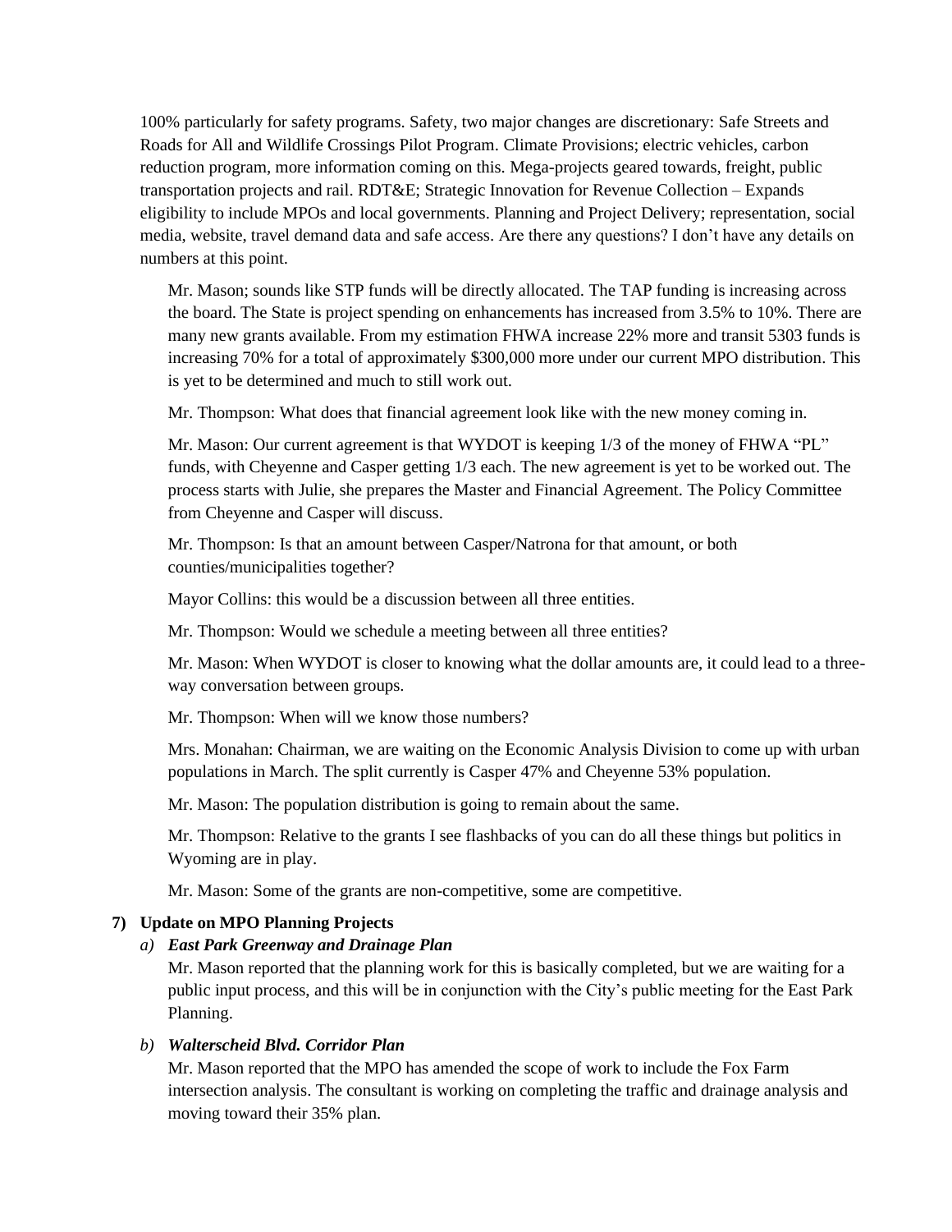100% particularly for safety programs. Safety, two major changes are discretionary: Safe Streets and Roads for All and Wildlife Crossings Pilot Program. Climate Provisions; electric vehicles, carbon reduction program, more information coming on this. Mega-projects geared towards, freight, public transportation projects and rail. RDT&E; Strategic Innovation for Revenue Collection – Expands eligibility to include MPOs and local governments. Planning and Project Delivery; representation, social media, website, travel demand data and safe access. Are there any questions? I don't have any details on numbers at this point.

Mr. Mason; sounds like STP funds will be directly allocated. The TAP funding is increasing across the board. The State is project spending on enhancements has increased from 3.5% to 10%. There are many new grants available. From my estimation FHWA increase 22% more and transit 5303 funds is increasing 70% for a total of approximately $300,000 more under our current MPO distribution. This is yet to be determined and much to still work out.

Mr. Thompson: What does that financial agreement look like with the new money coming in.

Mr. Mason: Our current agreement is that WYDOT is keeping 1/3 of the money of FHWA "PL" funds, with Cheyenne and Casper getting 1/3 each. The new agreement is yet to be worked out. The process starts with Julie, she prepares the Master and Financial Agreement. The Policy Committee from Cheyenne and Casper will discuss.

Mr. Thompson: Is that an amount between Casper/Natrona for that amount, or both counties/municipalities together?

Mayor Collins: this would be a discussion between all three entities.

Mr. Thompson: Would we schedule a meeting between all three entities?

Mr. Mason: When WYDOT is closer to knowing what the dollar amounts are, it could lead to a three-way conversation between groups.

Mr. Thompson: When will we know those numbers?

Mrs. Monahan: Chairman, we are waiting on the Economic Analysis Division to come up with urban populations in March. The split currently is Casper 47% and Cheyenne 53% population.

Mr. Mason: The population distribution is going to remain about the same.

Mr. Thompson: Relative to the grants I see flashbacks of you can do all these things but politics in Wyoming are in play.

Mr. Mason: Some of the grants are non-competitive, some are competitive.

**7) Update on MPO Planning Projects**

*a)* ***East Park Greenway and Drainage Plan***

Mr. Mason reported that the planning work for this is basically completed, but we are waiting for a public input process, and this will be in conjunction with the City's public meeting for the East Park Planning.

*b)* ***Walterscheid Blvd. Corridor Plan***

Mr. Mason reported that the MPO has amended the scope of work to include the Fox Farm intersection analysis. The consultant is working on completing the traffic and drainage analysis and moving toward their 35% plan.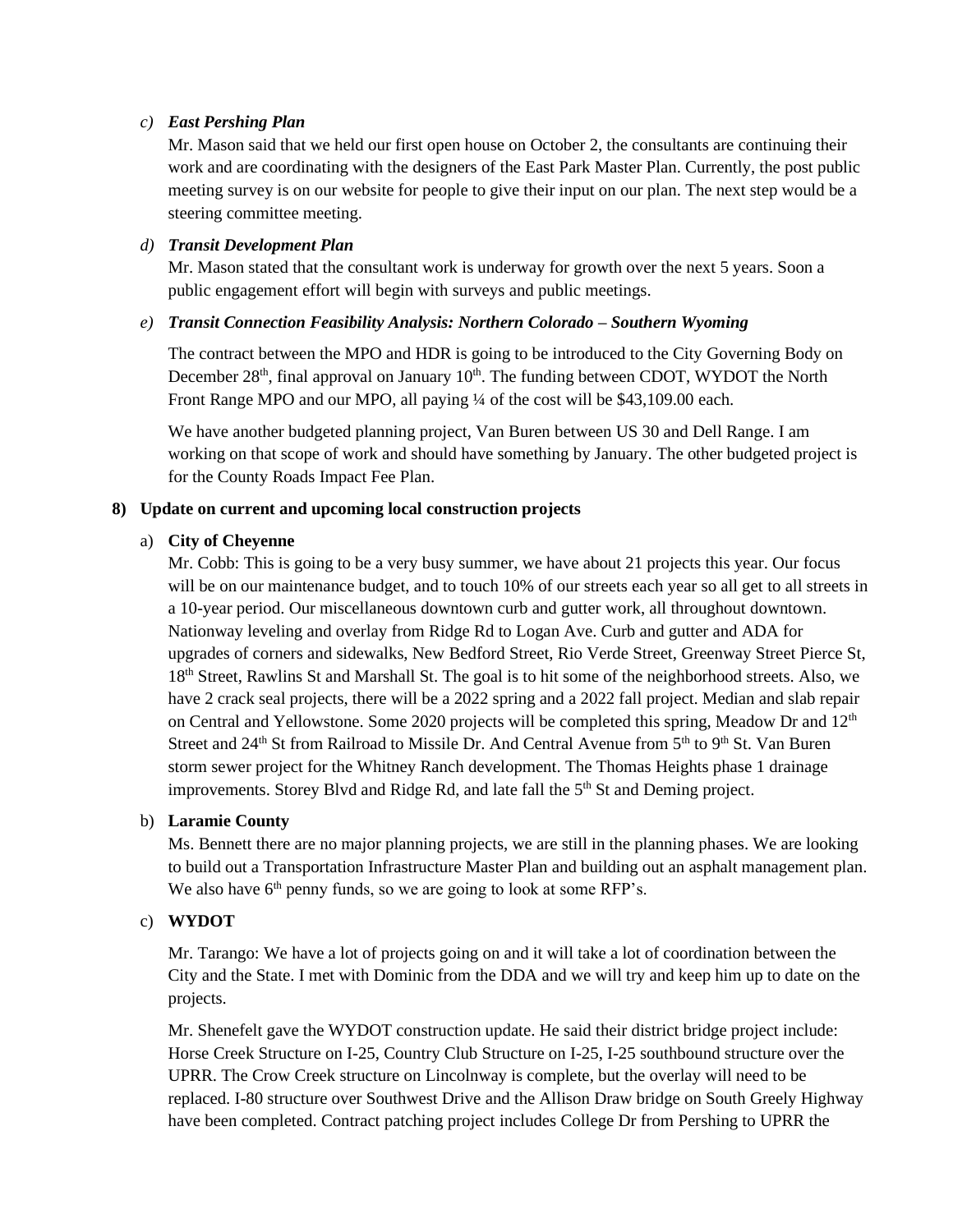*c) **East Pershing Plan***

Mr. Mason said that we held our first open house on October 2, the consultants are continuing their work and are coordinating with the designers of the East Park Master Plan. Currently, the post public meeting survey is on our website for people to give their input on our plan. The next step would be a steering committee meeting.

*d) **Transit Development Plan***

Mr. Mason stated that the consultant work is underway for growth over the next 5 years. Soon a public engagement effort will begin with surveys and public meetings.

*e) **Transit Connection Feasibility Analysis: Northern Colorado – Southern Wyoming***

The contract between the MPO and HDR is going to be introduced to the City Governing Body on December 28th, final approval on January 10th. The funding between CDOT, WYDOT the North Front Range MPO and our MPO, all paying ¼ of the cost will be $43,109.00 each.

We have another budgeted planning project, Van Buren between US 30 and Dell Range. I am working on that scope of work and should have something by January. The other budgeted project is for the County Roads Impact Fee Plan.

**8) Update on current and upcoming local construction projects**

a) **City of Cheyenne**

Mr. Cobb: This is going to be a very busy summer, we have about 21 projects this year. Our focus will be on our maintenance budget, and to touch 10% of our streets each year so all get to all streets in a 10-year period. Our miscellaneous downtown curb and gutter work, all throughout downtown. Nationway leveling and overlay from Ridge Rd to Logan Ave. Curb and gutter and ADA for upgrades of corners and sidewalks, New Bedford Street, Rio Verde Street, Greenway Street Pierce St, 18th Street, Rawlins St and Marshall St. The goal is to hit some of the neighborhood streets. Also, we have 2 crack seal projects, there will be a 2022 spring and a 2022 fall project. Median and slab repair on Central and Yellowstone. Some 2020 projects will be completed this spring, Meadow Dr and 12th Street and 24th St from Railroad to Missile Dr. And Central Avenue from 5th to 9th St. Van Buren storm sewer project for the Whitney Ranch development. The Thomas Heights phase 1 drainage improvements. Storey Blvd and Ridge Rd, and late fall the 5th St and Deming project.

b) **Laramie County**

Ms. Bennett there are no major planning projects, we are still in the planning phases. We are looking to build out a Transportation Infrastructure Master Plan and building out an asphalt management plan. We also have 6th penny funds, so we are going to look at some RFP's.

c) **WYDOT**

Mr. Tarango: We have a lot of projects going on and it will take a lot of coordination between the City and the State. I met with Dominic from the DDA and we will try and keep him up to date on the projects.

Mr. Shenefelt gave the WYDOT construction update. He said their district bridge project include: Horse Creek Structure on I-25, Country Club Structure on I-25, I-25 southbound structure over the UPRR. The Crow Creek structure on Lincolnway is complete, but the overlay will need to be replaced. I-80 structure over Southwest Drive and the Allison Draw bridge on South Greely Highway have been completed. Contract patching project includes College Dr from Pershing to UPRR the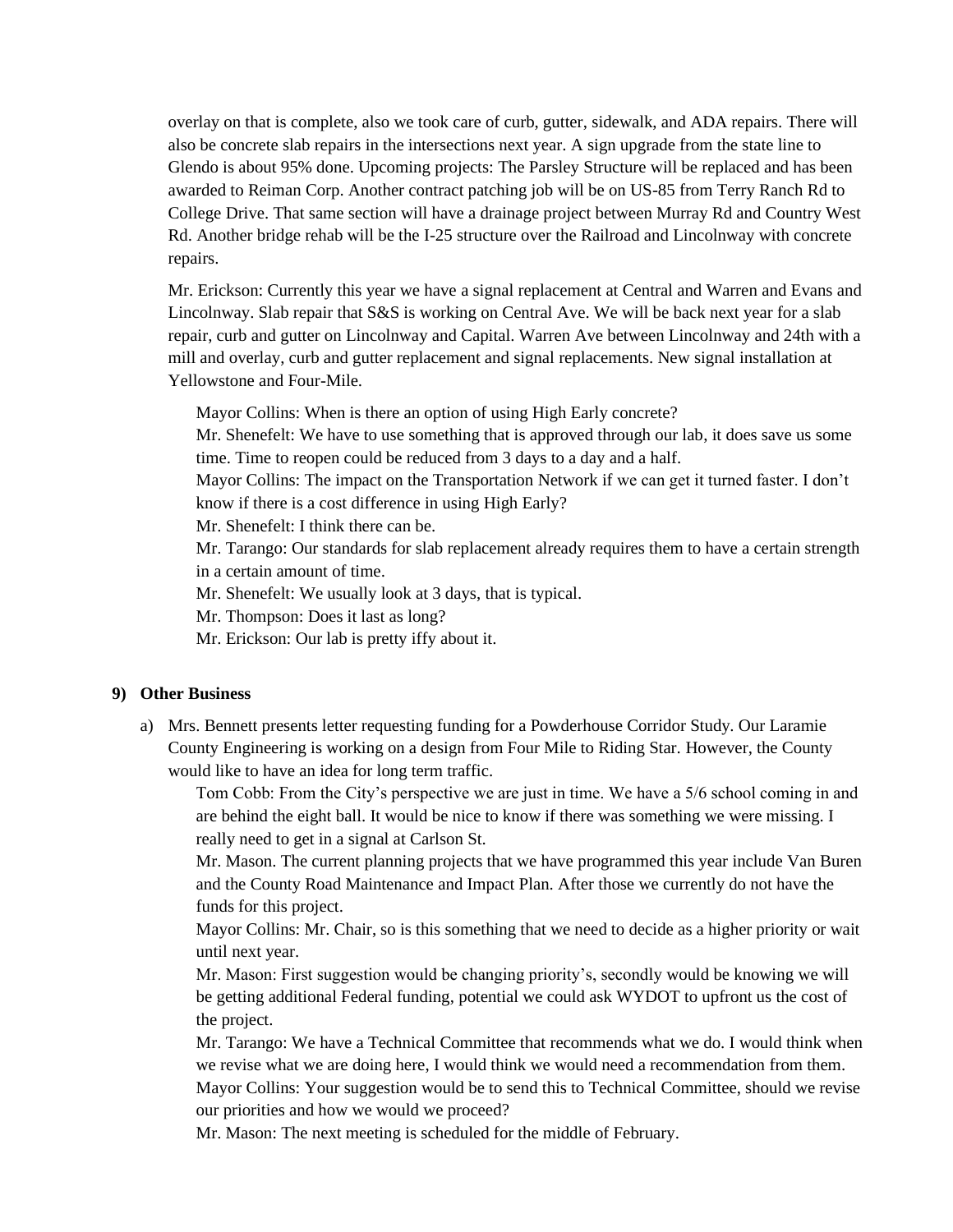overlay on that is complete, also we took care of curb, gutter, sidewalk, and ADA repairs. There will also be concrete slab repairs in the intersections next year. A sign upgrade from the state line to Glendo is about 95% done. Upcoming projects: The Parsley Structure will be replaced and has been awarded to Reiman Corp. Another contract patching job will be on US-85 from Terry Ranch Rd to College Drive. That same section will have a drainage project between Murray Rd and Country West Rd. Another bridge rehab will be the I-25 structure over the Railroad and Lincolnway with concrete repairs.

Mr. Erickson: Currently this year we have a signal replacement at Central and Warren and Evans and Lincolnway. Slab repair that S&S is working on Central Ave. We will be back next year for a slab repair, curb and gutter on Lincolnway and Capital. Warren Ave between Lincolnway and 24th with a mill and overlay, curb and gutter replacement and signal replacements. New signal installation at Yellowstone and Four-Mile.

> Mayor Collins: When is there an option of using High Early concrete?
> Mr. Shenefelt: We have to use something that is approved through our lab, it does save us some time. Time to reopen could be reduced from 3 days to a day and a half.
> Mayor Collins: The impact on the Transportation Network if we can get it turned faster. I don't know if there is a cost difference in using High Early?
> Mr. Shenefelt: I think there can be.
> Mr. Tarango: Our standards for slab replacement already requires them to have a certain strength in a certain amount of time.
> Mr. Shenefelt: We usually look at 3 days, that is typical.
> Mr. Thompson: Does it last as long?
> Mr. Erickson: Our lab is pretty iffy about it.

## 9) Other Business

a) Mrs. Bennett presents letter requesting funding for a Powderhouse Corridor Study. Our Laramie County Engineering is working on a design from Four Mile to Riding Star. However, the County would like to have an idea for long term traffic.

> Tom Cobb: From the City's perspective we are just in time. We have a 5/6 school coming in and are behind the eight ball. It would be nice to know if there was something we were missing. I really need to get in a signal at Carlson St.
> Mr. Mason. The current planning projects that we have programmed this year include Van Buren and the County Road Maintenance and Impact Plan. After those we currently do not have the funds for this project.
> Mayor Collins: Mr. Chair, so is this something that we need to decide as a higher priority or wait until next year.
> Mr. Mason: First suggestion would be changing priority's, secondly would be knowing we will be getting additional Federal funding, potential we could ask WYDOT to upfront us the cost of the project.
> Mr. Tarango: We have a Technical Committee that recommends what we do. I would think when we revise what we are doing here, I would think we would need a recommendation from them.
> Mayor Collins: Your suggestion would be to send this to Technical Committee, should we revise our priorities and how we would we proceed?
> Mr. Mason: The next meeting is scheduled for the middle of February.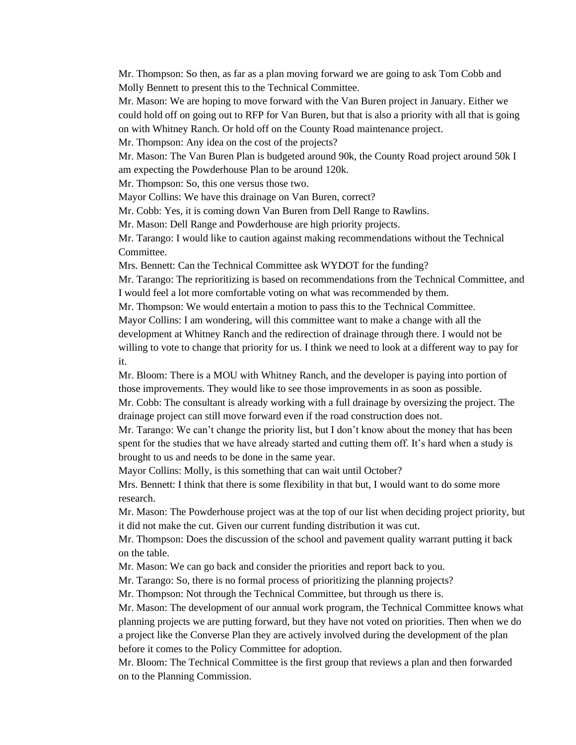Mr. Thompson: So then, as far as a plan moving forward we are going to ask Tom Cobb and Molly Bennett to present this to the Technical Committee.

Mr. Mason: We are hoping to move forward with the Van Buren project in January. Either we could hold off on going out to RFP for Van Buren, but that is also a priority with all that is going on with Whitney Ranch. Or hold off on the County Road maintenance project.

Mr. Thompson: Any idea on the cost of the projects?

Mr. Mason: The Van Buren Plan is budgeted around 90k, the County Road project around 50k I am expecting the Powderhouse Plan to be around 120k.

Mr. Thompson: So, this one versus those two.

Mayor Collins: We have this drainage on Van Buren, correct?

Mr. Cobb: Yes, it is coming down Van Buren from Dell Range to Rawlins.

Mr. Mason: Dell Range and Powderhouse are high priority projects.

Mr. Tarango: I would like to caution against making recommendations without the Technical Committee.

Mrs. Bennett: Can the Technical Committee ask WYDOT for the funding?

Mr. Tarango: The reprioritizing is based on recommendations from the Technical Committee, and I would feel a lot more comfortable voting on what was recommended by them.

Mr. Thompson: We would entertain a motion to pass this to the Technical Committee.

Mayor Collins: I am wondering, will this committee want to make a change with all the development at Whitney Ranch and the redirection of drainage through there. I would not be willing to vote to change that priority for us. I think we need to look at a different way to pay for it.

Mr. Bloom: There is a MOU with Whitney Ranch, and the developer is paying into portion of those improvements. They would like to see those improvements in as soon as possible.

Mr. Cobb: The consultant is already working with a full drainage by oversizing the project. The drainage project can still move forward even if the road construction does not.

Mr. Tarango: We can't change the priority list, but I don't know about the money that has been spent for the studies that we have already started and cutting them off. It's hard when a study is brought to us and needs to be done in the same year.

Mayor Collins: Molly, is this something that can wait until October?

Mrs. Bennett: I think that there is some flexibility in that but, I would want to do some more research.

Mr. Mason: The Powderhouse project was at the top of our list when deciding project priority, but it did not make the cut. Given our current funding distribution it was cut.

Mr. Thompson: Does the discussion of the school and pavement quality warrant putting it back on the table.

Mr. Mason: We can go back and consider the priorities and report back to you.

Mr. Tarango: So, there is no formal process of prioritizing the planning projects?

Mr. Thompson: Not through the Technical Committee, but through us there is.

Mr. Mason: The development of our annual work program, the Technical Committee knows what planning projects we are putting forward, but they have not voted on priorities. Then when we do a project like the Converse Plan they are actively involved during the development of the plan before it comes to the Policy Committee for adoption.

Mr. Bloom: The Technical Committee is the first group that reviews a plan and then forwarded on to the Planning Commission.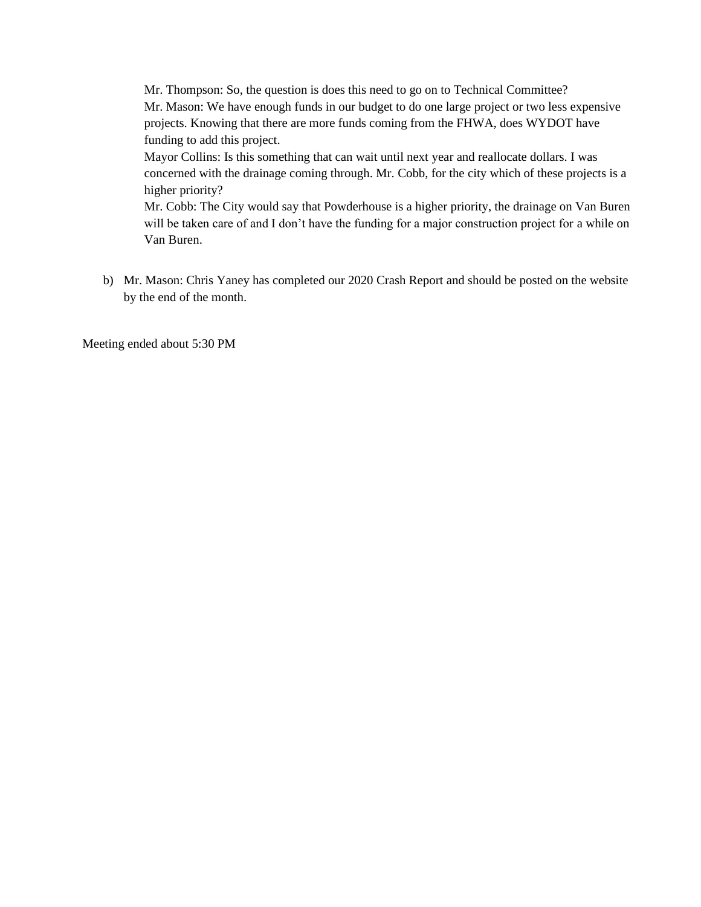Mr. Thompson: So, the question is does this need to go on to Technical Committee?
Mr. Mason: We have enough funds in our budget to do one large project or two less expensive projects. Knowing that there are more funds coming from the FHWA, does WYDOT have funding to add this project.
Mayor Collins: Is this something that can wait until next year and reallocate dollars. I was concerned with the drainage coming through. Mr. Cobb, for the city which of these projects is a higher priority?
Mr. Cobb: The City would say that Powderhouse is a higher priority, the drainage on Van Buren will be taken care of and I don't have the funding for a major construction project for a while on Van Buren.

b) Mr. Mason: Chris Yaney has completed our 2020 Crash Report and should be posted on the website by the end of the month.

Meeting ended about 5:30 PM